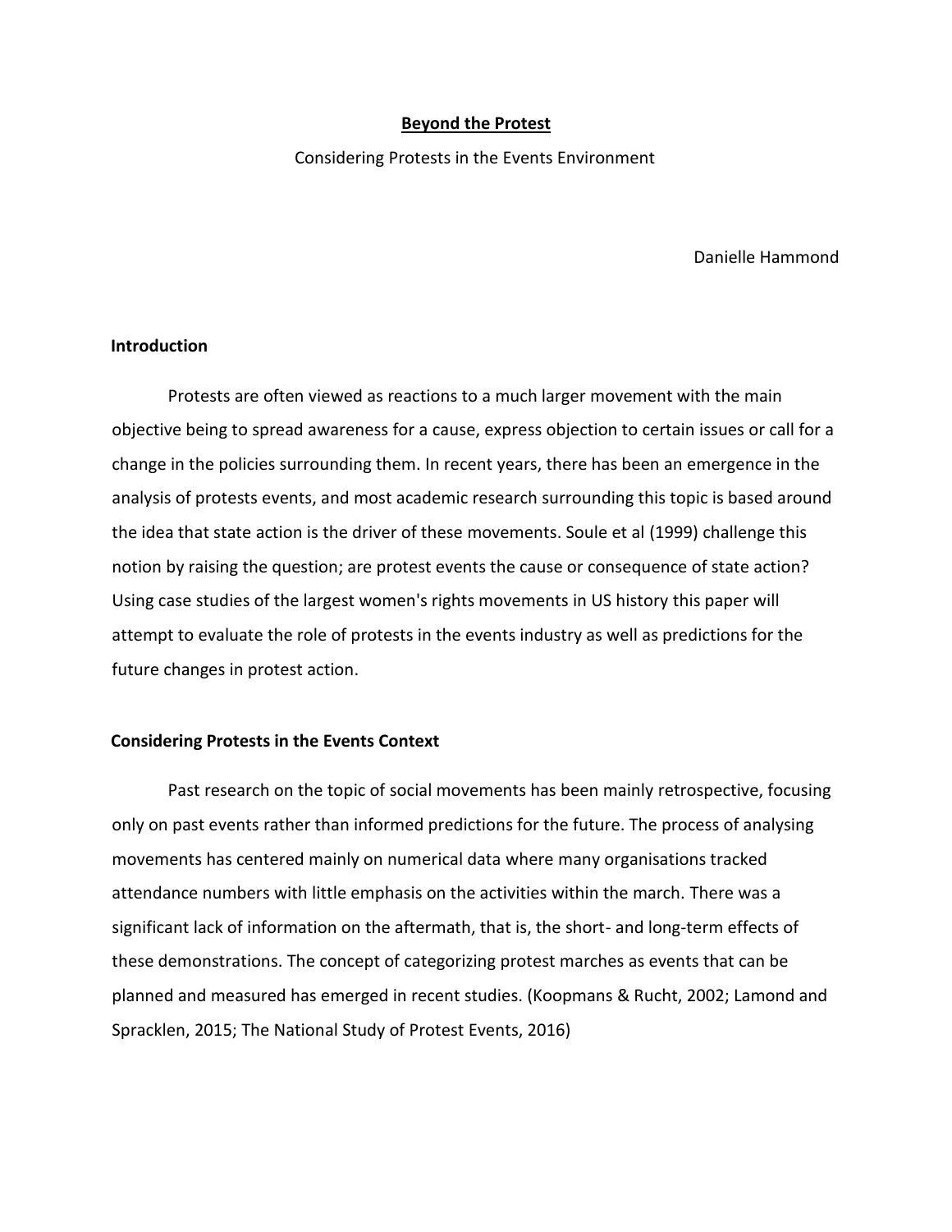# Beyond the Protest

Considering Protests in the Events Environment

Danielle Hammond

## Introduction

Protests are often viewed as reactions to a much larger movement with the main objective being to spread awareness for a cause, express objection to certain issues or call for a change in the policies surrounding them. In recent years, there has been an emergence in the analysis of protests events, and most academic research surrounding this topic is based around the idea that state action is the driver of these movements. Soule et al (1999) challenge this notion by raising the question; are protest events the cause or consequence of state action? Using case studies of the largest women's rights movements in US history this paper will attempt to evaluate the role of protests in the events industry as well as predictions for the future changes in protest action.

## Considering Protests in the Events Context

Past research on the topic of social movements has been mainly retrospective, focusing only on past events rather than informed predictions for the future. The process of analysing movements has centered mainly on numerical data where many organisations tracked attendance numbers with little emphasis on the activities within the march. There was a significant lack of information on the aftermath, that is, the short- and long-term effects of these demonstrations. The concept of categorizing protest marches as events that can be planned and measured has emerged in recent studies. (Koopmans & Rucht, 2002; Lamond and Spracklen, 2015; The National Study of Protest Events, 2016)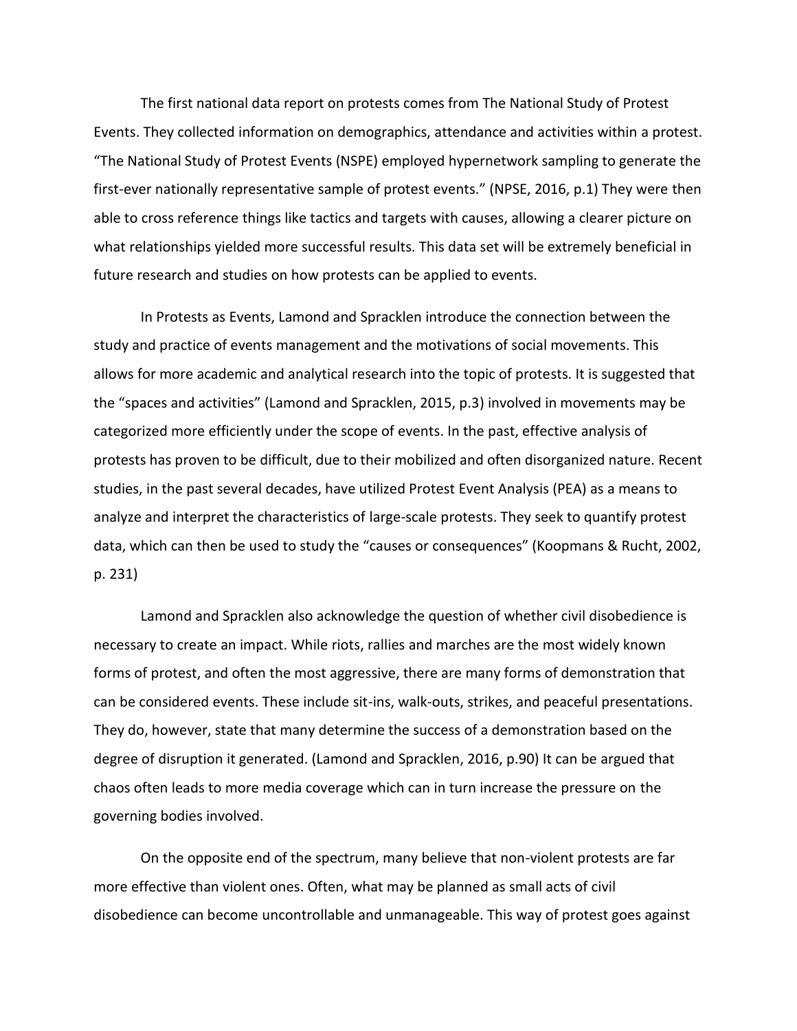The first national data report on protests comes from The National Study of Protest Events. They collected information on demographics, attendance and activities within a protest. “The National Study of Protest Events (NSPE) employed hypernetwork sampling to generate the first-ever nationally representative sample of protest events.” (NPSE, 2016, p.1) They were then able to cross reference things like tactics and targets with causes, allowing a clearer picture on what relationships yielded more successful results. This data set will be extremely beneficial in future research and studies on how protests can be applied to events.

In Protests as Events, Lamond and Spracklen introduce the connection between the study and practice of events management and the motivations of social movements. This allows for more academic and analytical research into the topic of protests. It is suggested that the “spaces and activities” (Lamond and Spracklen, 2015, p.3) involved in movements may be categorized more efficiently under the scope of events. In the past, effective analysis of protests has proven to be difficult, due to their mobilized and often disorganized nature. Recent studies, in the past several decades, have utilized Protest Event Analysis (PEA) as a means to analyze and interpret the characteristics of large-scale protests. They seek to quantify protest data, which can then be used to study the “causes or consequences” (Koopmans & Rucht, 2002, p. 231)

Lamond and Spracklen also acknowledge the question of whether civil disobedience is necessary to create an impact. While riots, rallies and marches are the most widely known forms of protest, and often the most aggressive, there are many forms of demonstration that can be considered events. These include sit-ins, walk-outs, strikes, and peaceful presentations. They do, however, state that many determine the success of a demonstration based on the degree of disruption it generated. (Lamond and Spracklen, 2016, p.90) It can be argued that chaos often leads to more media coverage which can in turn increase the pressure on the governing bodies involved.

On the opposite end of the spectrum, many believe that non-violent protests are far more effective than violent ones. Often, what may be planned as small acts of civil disobedience can become uncontrollable and unmanageable. This way of protest goes against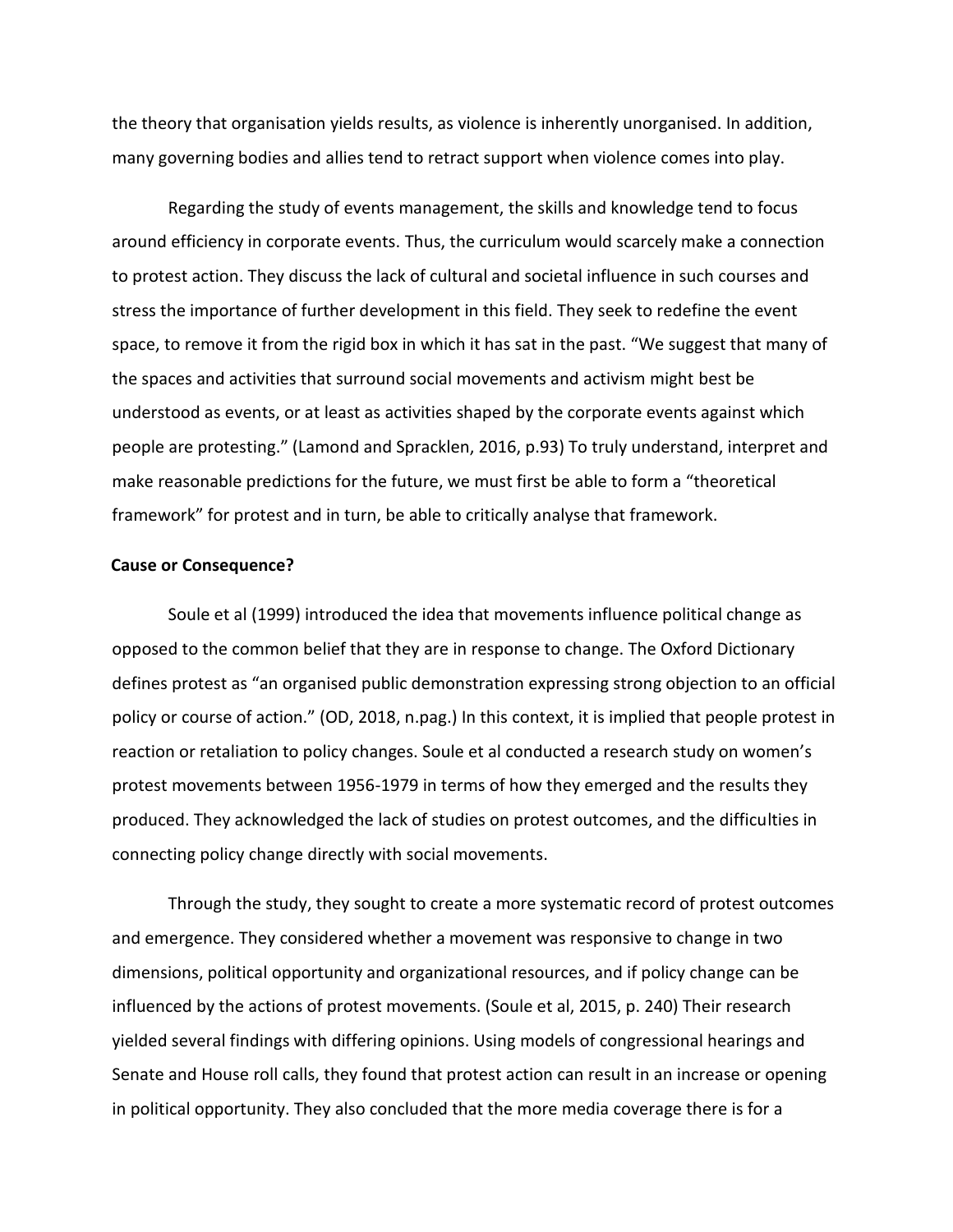the theory that organisation yields results, as violence is inherently unorganised. In addition, many governing bodies and allies tend to retract support when violence comes into play.

Regarding the study of events management, the skills and knowledge tend to focus around efficiency in corporate events. Thus, the curriculum would scarcely make a connection to protest action. They discuss the lack of cultural and societal influence in such courses and stress the importance of further development in this field. They seek to redefine the event space, to remove it from the rigid box in which it has sat in the past. "We suggest that many of the spaces and activities that surround social movements and activism might best be understood as events, or at least as activities shaped by the corporate events against which people are protesting." (Lamond and Spracklen, 2016, p.93) To truly understand, interpret and make reasonable predictions for the future, we must first be able to form a "theoretical framework" for protest and in turn, be able to critically analyse that framework.

**Cause or Consequence?**

Soule et al (1999) introduced the idea that movements influence political change as opposed to the common belief that they are in response to change. The Oxford Dictionary defines protest as "an organised public demonstration expressing strong objection to an official policy or course of action." (OD, 2018, n.pag.) In this context, it is implied that people protest in reaction or retaliation to policy changes. Soule et al conducted a research study on women's protest movements between 1956-1979 in terms of how they emerged and the results they produced. They acknowledged the lack of studies on protest outcomes, and the difficulties in connecting policy change directly with social movements.

Through the study, they sought to create a more systematic record of protest outcomes and emergence. They considered whether a movement was responsive to change in two dimensions, political opportunity and organizational resources, and if policy change can be influenced by the actions of protest movements. (Soule et al, 2015, p. 240) Their research yielded several findings with differing opinions. Using models of congressional hearings and Senate and House roll calls, they found that protest action can result in an increase or opening in political opportunity. They also concluded that the more media coverage there is for a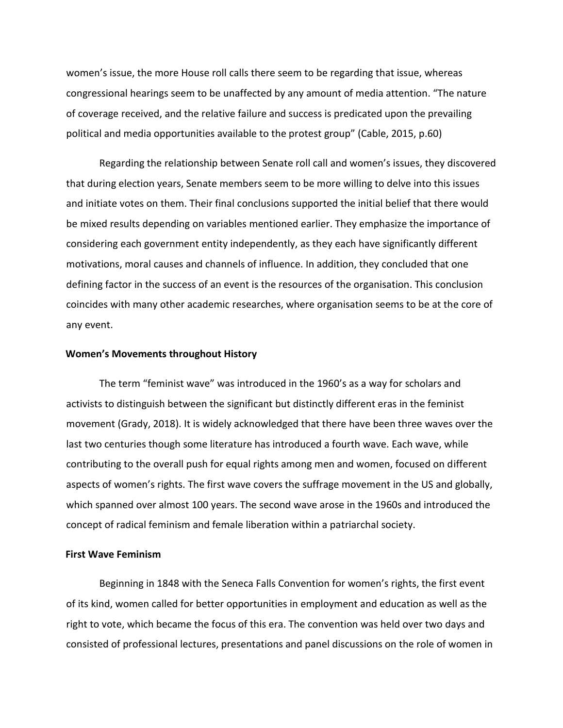women's issue, the more House roll calls there seem to be regarding that issue, whereas congressional hearings seem to be unaffected by any amount of media attention. "The nature of coverage received, and the relative failure and success is predicated upon the prevailing political and media opportunities available to the protest group" (Cable, 2015, p.60)

Regarding the relationship between Senate roll call and women's issues, they discovered that during election years, Senate members seem to be more willing to delve into this issues and initiate votes on them. Their final conclusions supported the initial belief that there would be mixed results depending on variables mentioned earlier. They emphasize the importance of considering each government entity independently, as they each have significantly different motivations, moral causes and channels of influence. In addition, they concluded that one defining factor in the success of an event is the resources of the organisation. This conclusion coincides with many other academic researches, where organisation seems to be at the core of any event.

### Women's Movements throughout History

The term "feminist wave" was introduced in the 1960's as a way for scholars and activists to distinguish between the significant but distinctly different eras in the feminist movement (Grady, 2018). It is widely acknowledged that there have been three waves over the last two centuries though some literature has introduced a fourth wave. Each wave, while contributing to the overall push for equal rights among men and women, focused on different aspects of women's rights. The first wave covers the suffrage movement in the US and globally, which spanned over almost 100 years. The second wave arose in the 1960s and introduced the concept of radical feminism and female liberation within a patriarchal society.

### First Wave Feminism

Beginning in 1848 with the Seneca Falls Convention for women's rights, the first event of its kind, women called for better opportunities in employment and education as well as the right to vote, which became the focus of this era. The convention was held over two days and consisted of professional lectures, presentations and panel discussions on the role of women in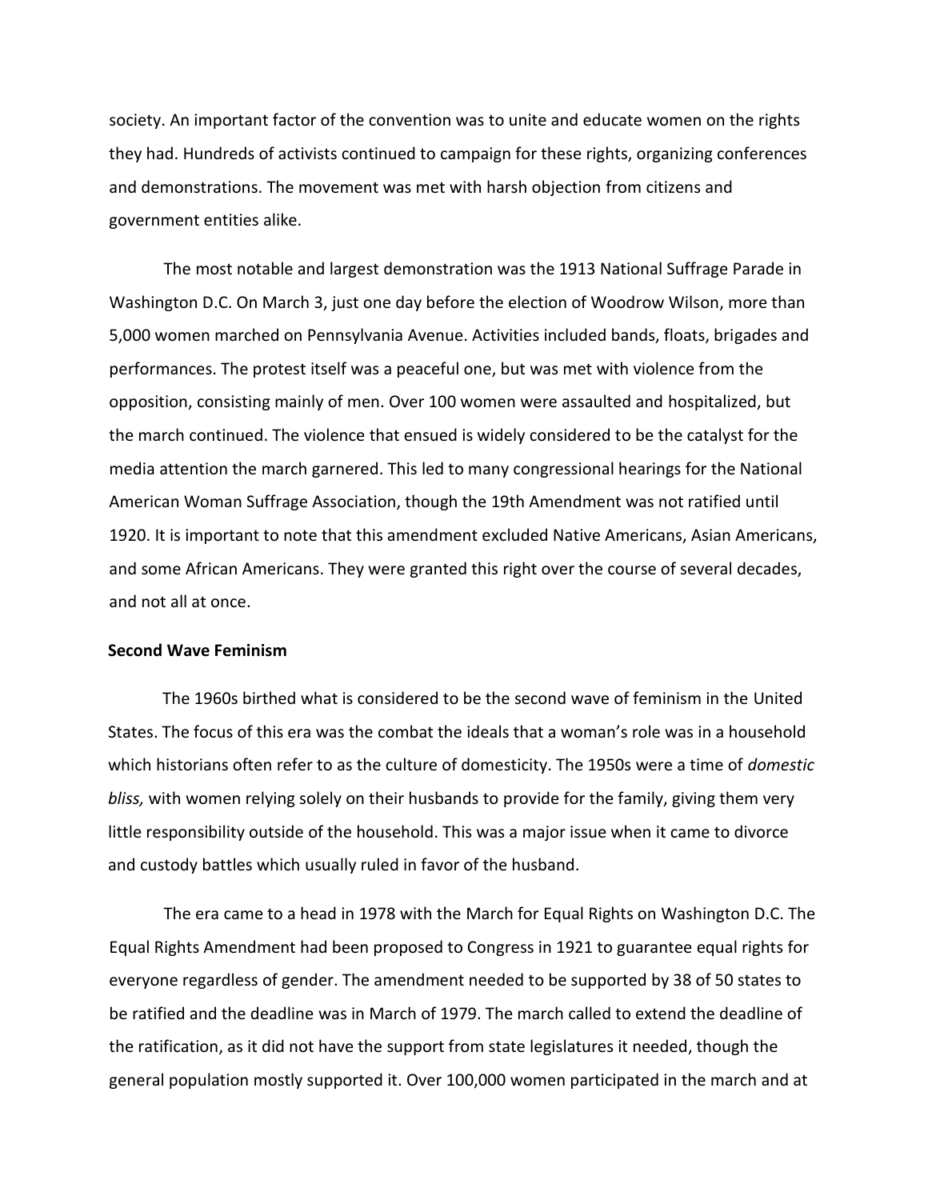society. An important factor of the convention was to unite and educate women on the rights they had. Hundreds of activists continued to campaign for these rights, organizing conferences and demonstrations. The movement was met with harsh objection from citizens and government entities alike.

The most notable and largest demonstration was the 1913 National Suffrage Parade in Washington D.C. On March 3, just one day before the election of Woodrow Wilson, more than 5,000 women marched on Pennsylvania Avenue. Activities included bands, floats, brigades and performances. The protest itself was a peaceful one, but was met with violence from the opposition, consisting mainly of men. Over 100 women were assaulted and hospitalized, but the march continued. The violence that ensued is widely considered to be the catalyst for the media attention the march garnered. This led to many congressional hearings for the National American Woman Suffrage Association, though the 19th Amendment was not ratified until 1920. It is important to note that this amendment excluded Native Americans, Asian Americans, and some African Americans. They were granted this right over the course of several decades, and not all at once.

**Second Wave Feminism**

The 1960s birthed what is considered to be the second wave of feminism in the United States. The focus of this era was the combat the ideals that a woman's role was in a household which historians often refer to as the culture of domesticity. The 1950s were a time of *domestic bliss,* with women relying solely on their husbands to provide for the family, giving them very little responsibility outside of the household. This was a major issue when it came to divorce and custody battles which usually ruled in favor of the husband.

The era came to a head in 1978 with the March for Equal Rights on Washington D.C. The Equal Rights Amendment had been proposed to Congress in 1921 to guarantee equal rights for everyone regardless of gender. The amendment needed to be supported by 38 of 50 states to be ratified and the deadline was in March of 1979. The march called to extend the deadline of the ratification, as it did not have the support from state legislatures it needed, though the general population mostly supported it. Over 100,000 women participated in the march and at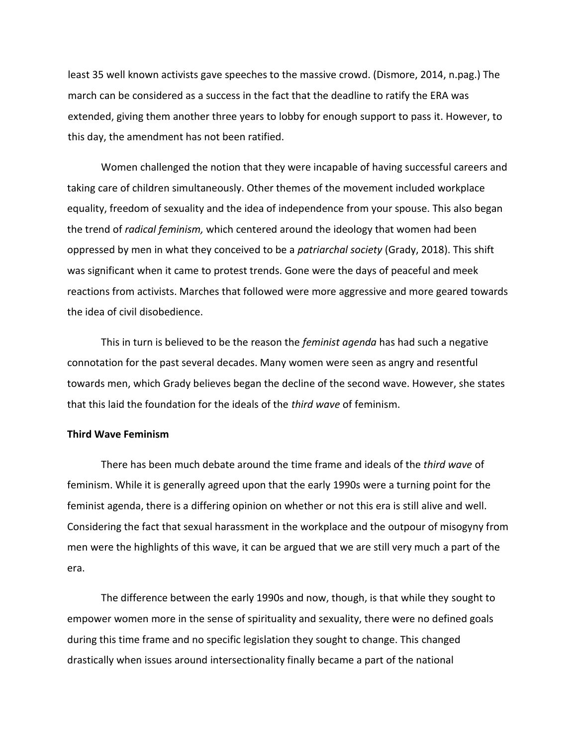least 35 well known activists gave speeches to the massive crowd. (Dismore, 2014, n.pag.) The march can be considered as a success in the fact that the deadline to ratify the ERA was extended, giving them another three years to lobby for enough support to pass it. However, to this day, the amendment has not been ratified.

Women challenged the notion that they were incapable of having successful careers and taking care of children simultaneously. Other themes of the movement included workplace equality, freedom of sexuality and the idea of independence from your spouse. This also began the trend of *radical feminism,* which centered around the ideology that women had been oppressed by men in what they conceived to be a *patriarchal society* (Grady, 2018). This shift was significant when it came to protest trends. Gone were the days of peaceful and meek reactions from activists. Marches that followed were more aggressive and more geared towards the idea of civil disobedience.

This in turn is believed to be the reason the *feminist agenda* has had such a negative connotation for the past several decades. Many women were seen as angry and resentful towards men, which Grady believes began the decline of the second wave. However, she states that this laid the foundation for the ideals of the *third wave* of feminism.

**Third Wave Feminism**

There has been much debate around the time frame and ideals of the *third wave* of feminism. While it is generally agreed upon that the early 1990s were a turning point for the feminist agenda, there is a differing opinion on whether or not this era is still alive and well. Considering the fact that sexual harassment in the workplace and the outpour of misogyny from men were the highlights of this wave, it can be argued that we are still very much a part of the era.

The difference between the early 1990s and now, though, is that while they sought to empower women more in the sense of spirituality and sexuality, there were no defined goals during this time frame and no specific legislation they sought to change. This changed drastically when issues around intersectionality finally became a part of the national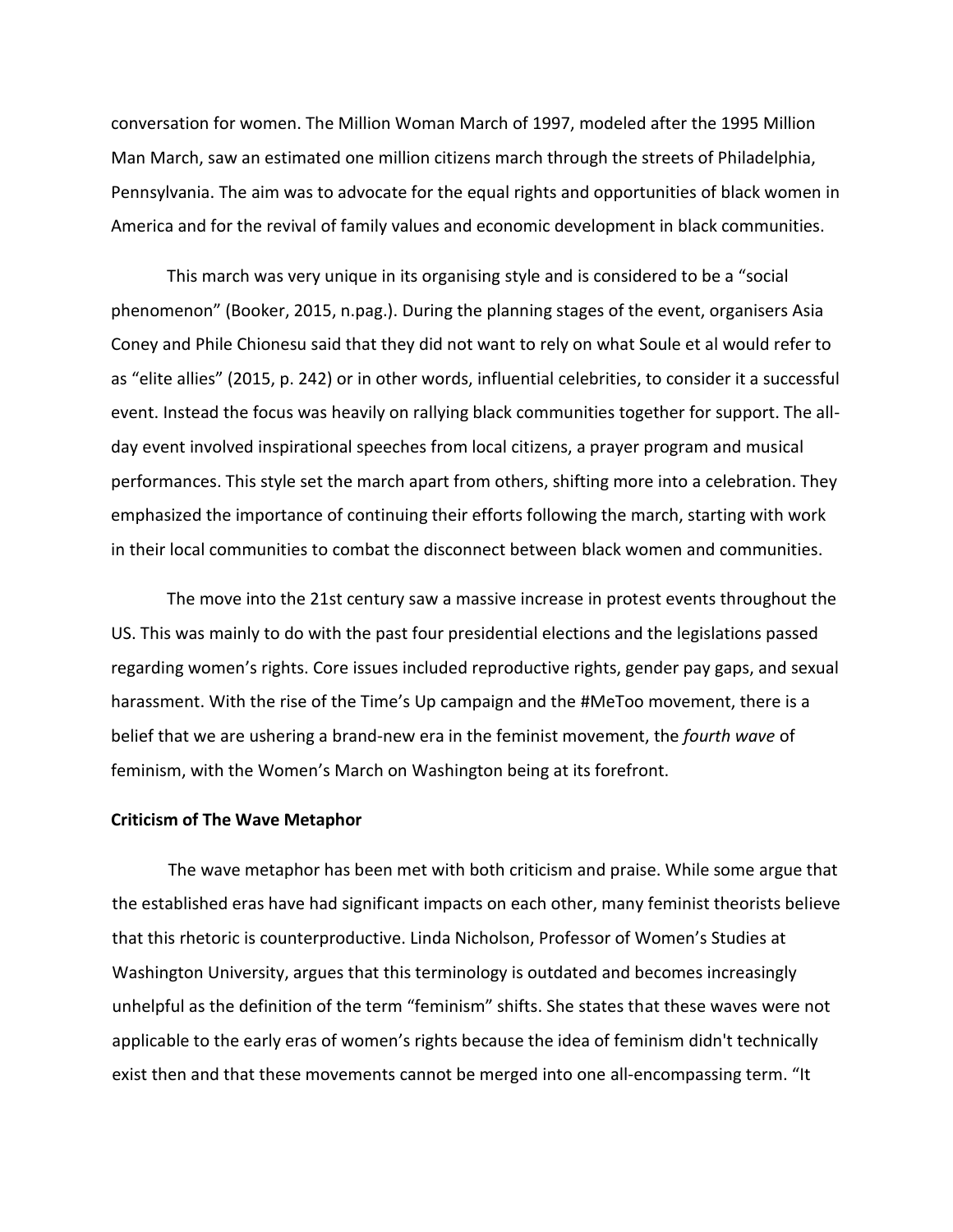conversation for women. The Million Woman March of 1997, modeled after the 1995 Million Man March, saw an estimated one million citizens march through the streets of Philadelphia, Pennsylvania. The aim was to advocate for the equal rights and opportunities of black women in America and for the revival of family values and economic development in black communities.

This march was very unique in its organising style and is considered to be a "social phenomenon" (Booker, 2015, n.pag.). During the planning stages of the event, organisers Asia Coney and Phile Chionesu said that they did not want to rely on what Soule et al would refer to as "elite allies" (2015, p. 242) or in other words, influential celebrities, to consider it a successful event. Instead the focus was heavily on rallying black communities together for support. The all-day event involved inspirational speeches from local citizens, a prayer program and musical performances. This style set the march apart from others, shifting more into a celebration. They emphasized the importance of continuing their efforts following the march, starting with work in their local communities to combat the disconnect between black women and communities.

The move into the 21st century saw a massive increase in protest events throughout the US. This was mainly to do with the past four presidential elections and the legislations passed regarding women's rights. Core issues included reproductive rights, gender pay gaps, and sexual harassment. With the rise of the Time's Up campaign and the #MeToo movement, there is a belief that we are ushering a brand-new era in the feminist movement, the *fourth wave* of feminism, with the Women's March on Washington being at its forefront.

**Criticism of The Wave Metaphor**

The wave metaphor has been met with both criticism and praise. While some argue that the established eras have had significant impacts on each other, many feminist theorists believe that this rhetoric is counterproductive. Linda Nicholson, Professor of Women's Studies at Washington University, argues that this terminology is outdated and becomes increasingly unhelpful as the definition of the term "feminism" shifts. She states that these waves were not applicable to the early eras of women's rights because the idea of feminism didn't technically exist then and that these movements cannot be merged into one all-encompassing term. "It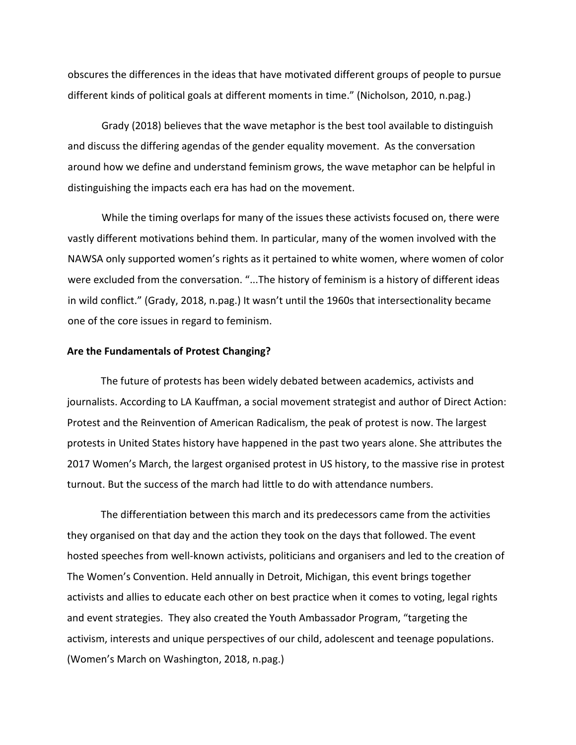obscures the differences in the ideas that have motivated different groups of people to pursue different kinds of political goals at different moments in time." (Nicholson, 2010, n.pag.)

Grady (2018) believes that the wave metaphor is the best tool available to distinguish and discuss the differing agendas of the gender equality movement. As the conversation around how we define and understand feminism grows, the wave metaphor can be helpful in distinguishing the impacts each era has had on the movement.

While the timing overlaps for many of the issues these activists focused on, there were vastly different motivations behind them. In particular, many of the women involved with the NAWSA only supported women's rights as it pertained to white women, where women of color were excluded from the conversation. "...The history of feminism is a history of different ideas in wild conflict." (Grady, 2018, n.pag.) It wasn't until the 1960s that intersectionality became one of the core issues in regard to feminism.

**Are the Fundamentals of Protest Changing?**

The future of protests has been widely debated between academics, activists and journalists. According to LA Kauffman, a social movement strategist and author of Direct Action: Protest and the Reinvention of American Radicalism, the peak of protest is now. The largest protests in United States history have happened in the past two years alone. She attributes the 2017 Women's March, the largest organised protest in US history, to the massive rise in protest turnout. But the success of the march had little to do with attendance numbers.

The differentiation between this march and its predecessors came from the activities they organised on that day and the action they took on the days that followed. The event hosted speeches from well-known activists, politicians and organisers and led to the creation of The Women's Convention. Held annually in Detroit, Michigan, this event brings together activists and allies to educate each other on best practice when it comes to voting, legal rights and event strategies. They also created the Youth Ambassador Program, "targeting the activism, interests and unique perspectives of our child, adolescent and teenage populations. (Women's March on Washington, 2018, n.pag.)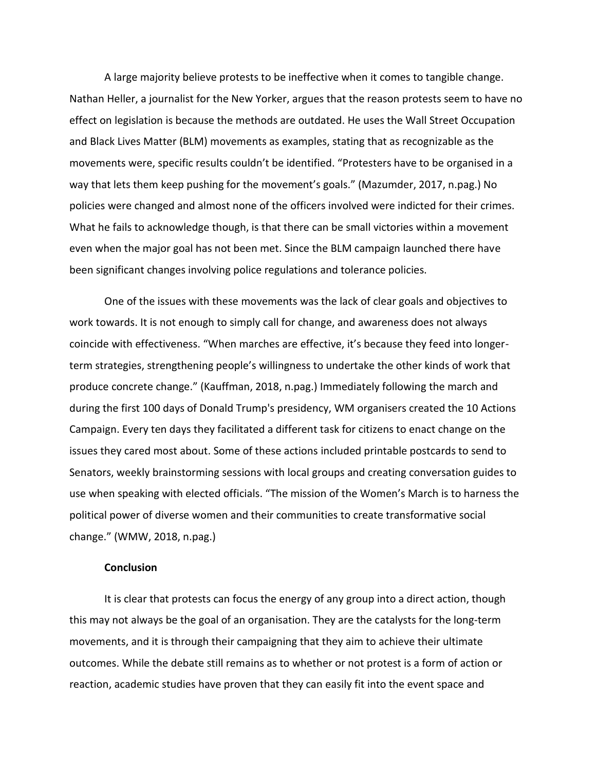A large majority believe protests to be ineffective when it comes to tangible change. Nathan Heller, a journalist for the New Yorker, argues that the reason protests seem to have no effect on legislation is because the methods are outdated. He uses the Wall Street Occupation and Black Lives Matter (BLM) movements as examples, stating that as recognizable as the movements were, specific results couldn't be identified. "Protesters have to be organised in a way that lets them keep pushing for the movement's goals." (Mazumder, 2017, n.pag.) No policies were changed and almost none of the officers involved were indicted for their crimes. What he fails to acknowledge though, is that there can be small victories within a movement even when the major goal has not been met. Since the BLM campaign launched there have been significant changes involving police regulations and tolerance policies.

One of the issues with these movements was the lack of clear goals and objectives to work towards. It is not enough to simply call for change, and awareness does not always coincide with effectiveness. "When marches are effective, it's because they feed into longer-term strategies, strengthening people's willingness to undertake the other kinds of work that produce concrete change." (Kauffman, 2018, n.pag.) Immediately following the march and during the first 100 days of Donald Trump's presidency, WM organisers created the 10 Actions Campaign. Every ten days they facilitated a different task for citizens to enact change on the issues they cared most about. Some of these actions included printable postcards to send to Senators, weekly brainstorming sessions with local groups and creating conversation guides to use when speaking with elected officials. "The mission of the Women's March is to harness the political power of diverse women and their communities to create transformative social change." (WMW, 2018, n.pag.)

**Conclusion**

It is clear that protests can focus the energy of any group into a direct action, though this may not always be the goal of an organisation. They are the catalysts for the long-term movements, and it is through their campaigning that they aim to achieve their ultimate outcomes. While the debate still remains as to whether or not protest is a form of action or reaction, academic studies have proven that they can easily fit into the event space and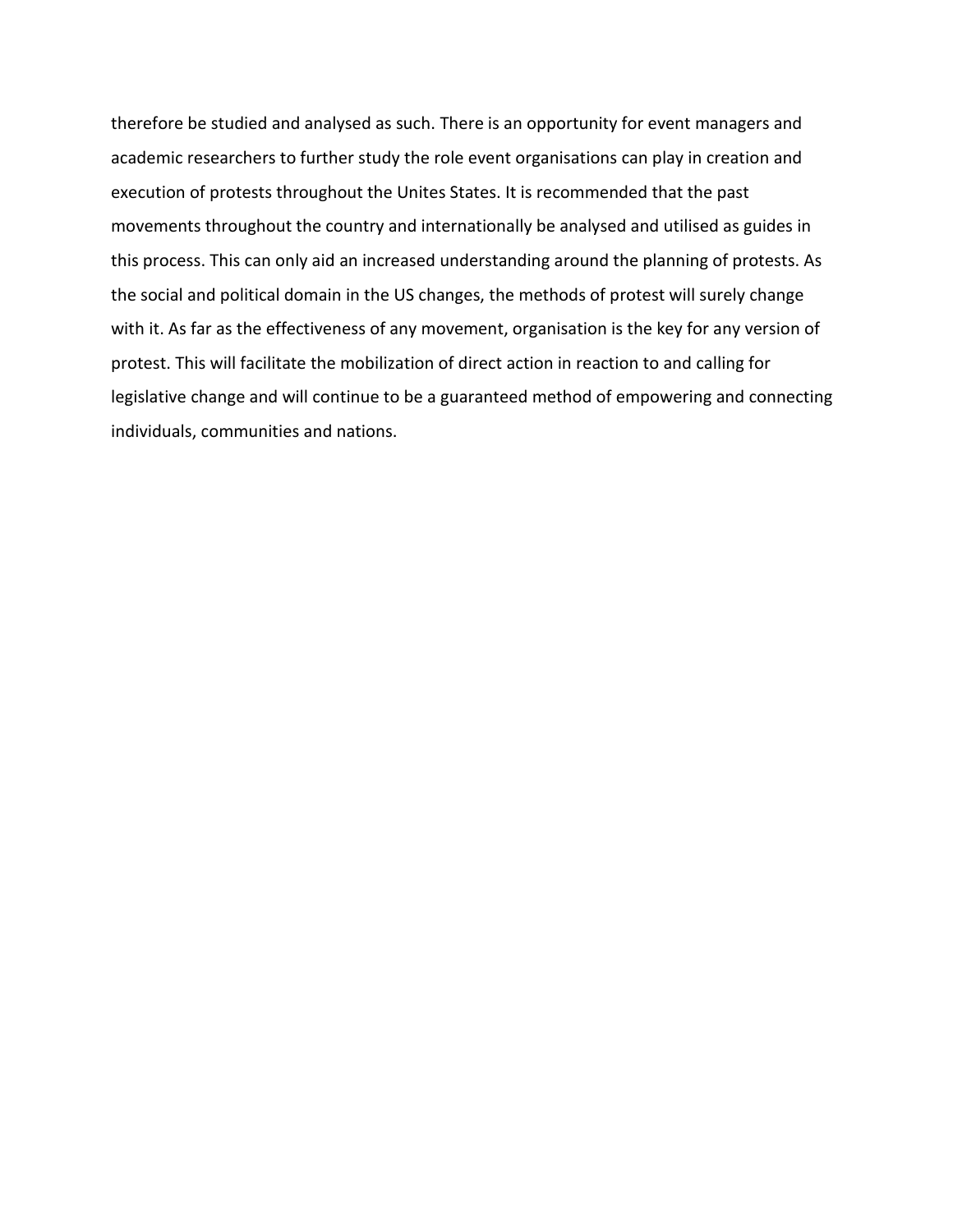therefore be studied and analysed as such. There is an opportunity for event managers and academic researchers to further study the role event organisations can play in creation and execution of protests throughout the Unites States. It is recommended that the past movements throughout the country and internationally be analysed and utilised as guides in this process. This can only aid an increased understanding around the planning of protests. As the social and political domain in the US changes, the methods of protest will surely change with it. As far as the effectiveness of any movement, organisation is the key for any version of protest. This will facilitate the mobilization of direct action in reaction to and calling for legislative change and will continue to be a guaranteed method of empowering and connecting individuals, communities and nations.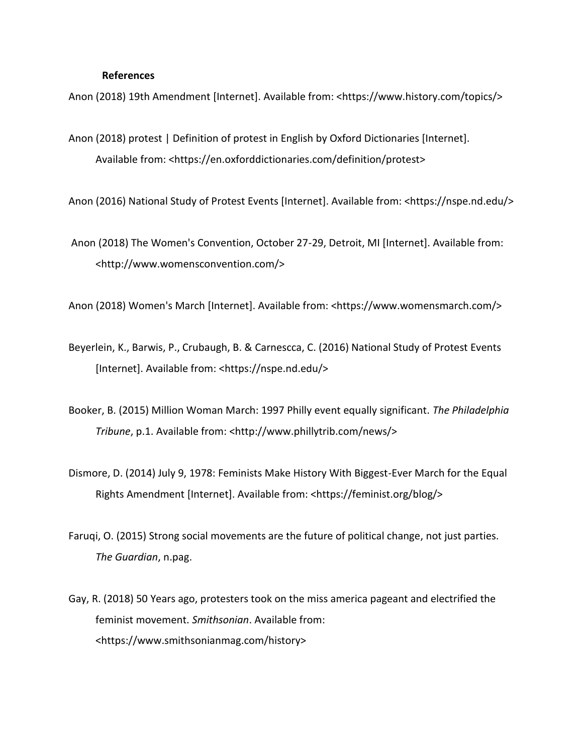**References**

Anon (2018) 19th Amendment [Internet]. Available from: <https://www.history.com/topics/>

Anon (2018) protest | Definition of protest in English by Oxford Dictionaries [Internet]. Available from: <https://en.oxforddictionaries.com/definition/protest>

Anon (2016) National Study of Protest Events [Internet]. Available from: <https://nspe.nd.edu/>

Anon (2018) The Women's Convention, October 27-29, Detroit, MI [Internet]. Available from: <http://www.womensconvention.com/>

Anon (2018) Women's March [Internet]. Available from: <https://www.womensmarch.com/>

Beyerlein, K., Barwis, P., Crubaugh, B. & Carnescca, C. (2016) National Study of Protest Events [Internet]. Available from: <https://nspe.nd.edu/>

Booker, B. (2015) Million Woman March: 1997 Philly event equally significant. *The Philadelphia Tribune*, p.1. Available from: <http://www.phillytrib.com/news/>

Dismore, D. (2014) July 9, 1978: Feminists Make History With Biggest-Ever March for the Equal Rights Amendment [Internet]. Available from: <https://feminist.org/blog/>

Faruqi, O. (2015) Strong social movements are the future of political change, not just parties. *The Guardian*, n.pag.

Gay, R. (2018) 50 Years ago, protesters took on the miss america pageant and electrified the feminist movement. *Smithsonian*. Available from: <https://www.smithsonianmag.com/history>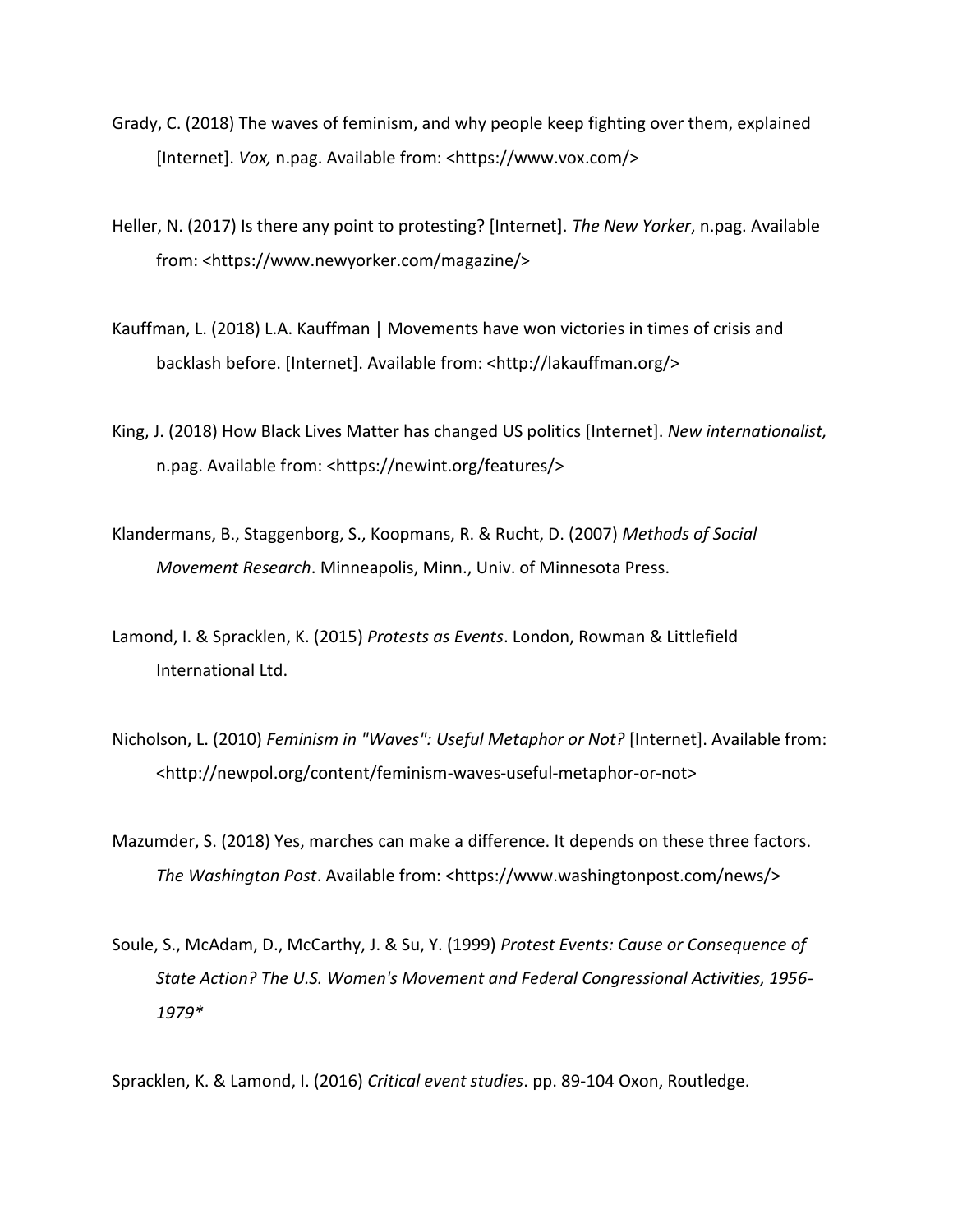Grady, C. (2018) The waves of feminism, and why people keep fighting over them, explained [Internet]. *Vox,* n.pag. Available from: <https://www.vox.com/>

Heller, N. (2017) Is there any point to protesting? [Internet]. *The New Yorker*, n.pag. Available from: <https://www.newyorker.com/magazine/>

Kauffman, L. (2018) L.A. Kauffman | Movements have won victories in times of crisis and backlash before. [Internet]. Available from: <http://lakauffman.org/>

King, J. (2018) How Black Lives Matter has changed US politics [Internet]. *New internationalist,* n.pag. Available from: <https://newint.org/features/>

Klandermans, B., Staggenborg, S., Koopmans, R. & Rucht, D. (2007) *Methods of Social Movement Research*. Minneapolis, Minn., Univ. of Minnesota Press.

Lamond, I. & Spracklen, K. (2015) *Protests as Events*. London, Rowman & Littlefield International Ltd.

Nicholson, L. (2010) *Feminism in "Waves": Useful Metaphor or Not?* [Internet]. Available from: <http://newpol.org/content/feminism-waves-useful-metaphor-or-not>

Mazumder, S. (2018) Yes, marches can make a difference. It depends on these three factors. *The Washington Post*. Available from: <https://www.washingtonpost.com/news/>

Soule, S., McAdam, D., McCarthy, J. & Su, Y. (1999) *Protest Events: Cause or Consequence of State Action? The U.S. Women's Movement and Federal Congressional Activities, 1956-1979**

Spracklen, K. & Lamond, I. (2016) *Critical event studies*. pp. 89-104 Oxon, Routledge.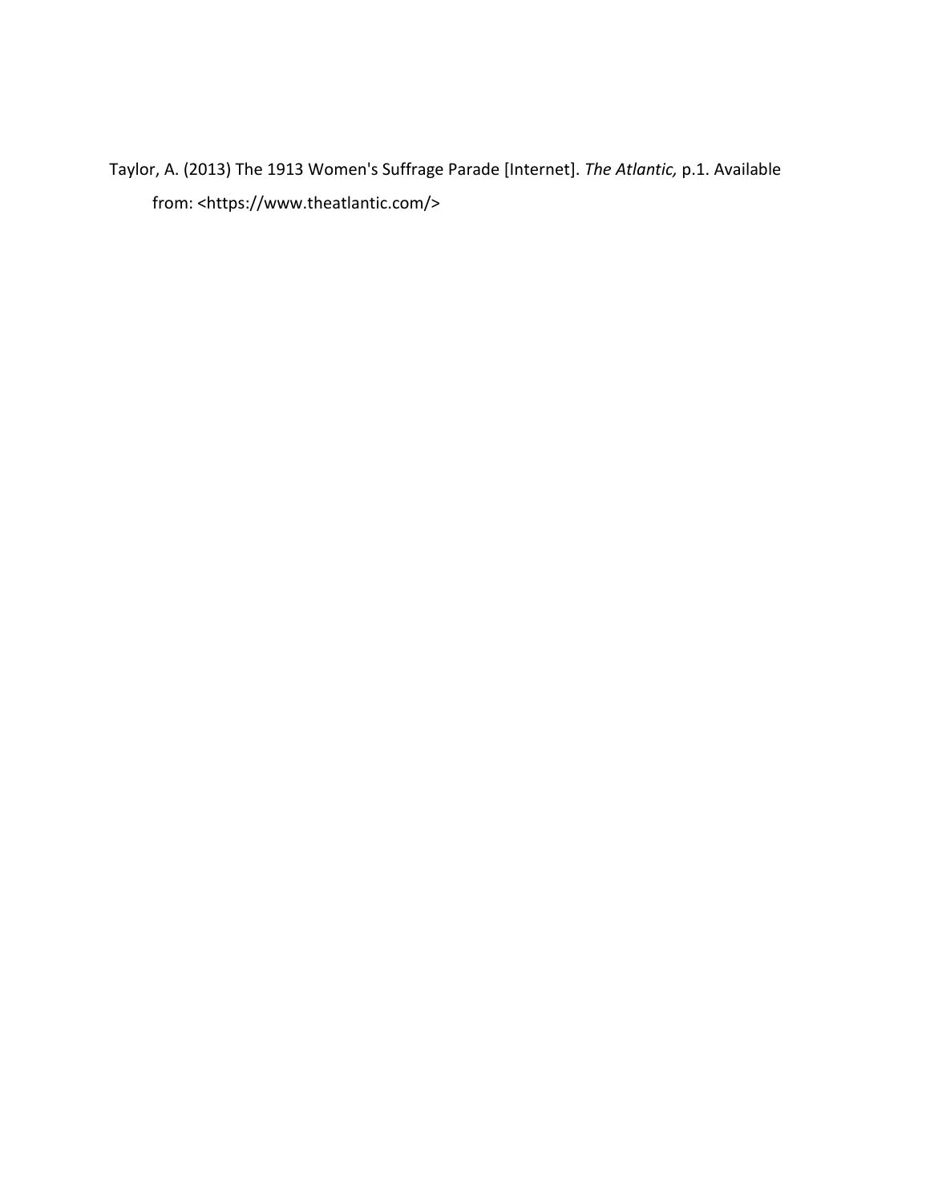Taylor, A. (2013) The 1913 Women's Suffrage Parade [Internet]. *The Atlantic,* p.1. Available from: <https://www.theatlantic.com/>